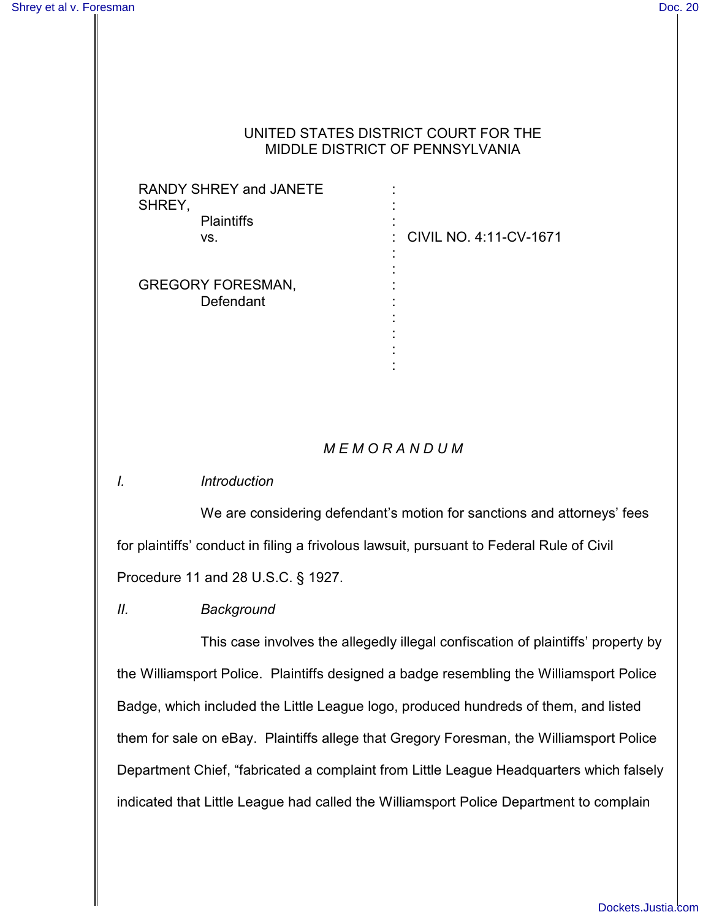UNITED STATES DISTRICT COURT FOR THE
MIDDLE DISTRICT OF PENNSYLVANIA

| | | |
|---|---|---|
| RANDY SHREY and JANETE SHREY, Plaintiffs | : | |
| vs. | : | CIVIL NO. 4:11-CV-1671 |
| GREGORY FORESMAN, Defendant | : | |

*M E M O R A N D U M*

*I. Introduction*

We are considering defendant's motion for sanctions and attorneys' fees for plaintiffs' conduct in filing a frivolous lawsuit, pursuant to Federal Rule of Civil Procedure 11 and 28 U.S.C. § 1927.

*II. Background*

This case involves the allegedly illegal confiscation of plaintiffs' property by the Williamsport Police. Plaintiffs designed a badge resembling the Williamsport Police Badge, which included the Little League logo, produced hundreds of them, and listed them for sale on eBay. Plaintiffs allege that Gregory Foresman, the Williamsport Police Department Chief, "fabricated a complaint from Little League Headquarters which falsely indicated that Little League had called the Williamsport Police Department to complain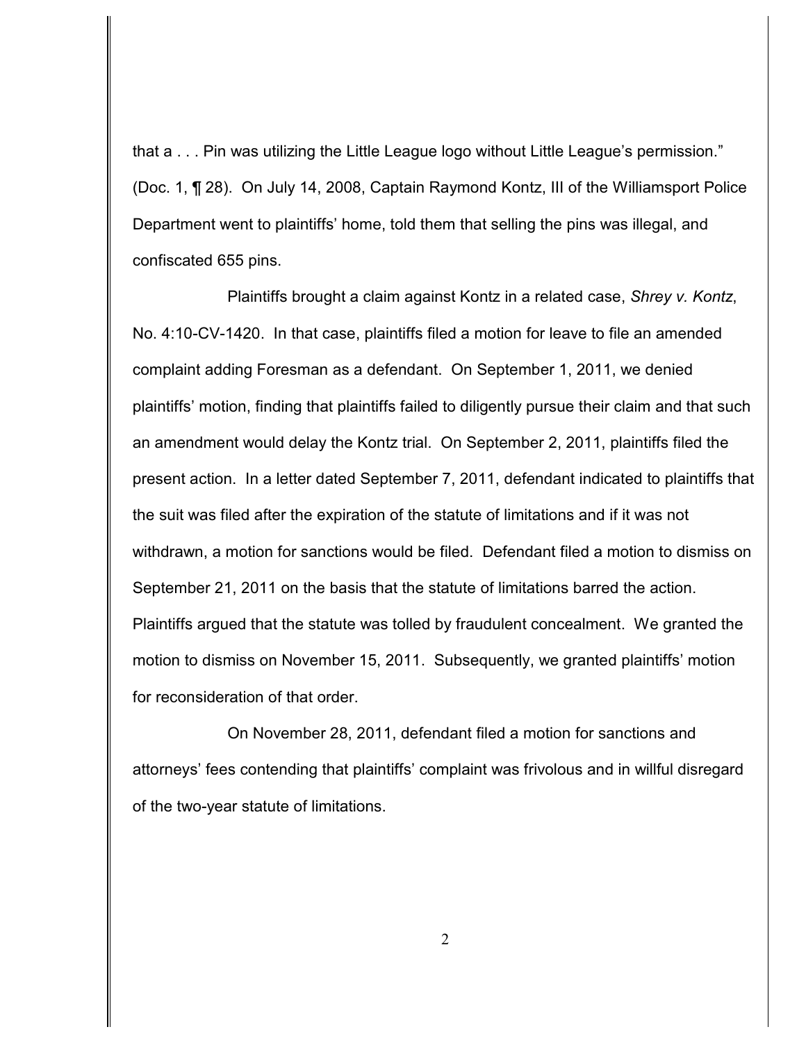that a . . . Pin was utilizing the Little League logo without Little League's permission." (Doc. 1, ¶ 28). On July 14, 2008, Captain Raymond Kontz, III of the Williamsport Police Department went to plaintiffs' home, told them that selling the pins was illegal, and confiscated 655 pins.

Plaintiffs brought a claim against Kontz in a related case, *Shrey v. Kontz*, No. 4:10-CV-1420. In that case, plaintiffs filed a motion for leave to file an amended complaint adding Foresman as a defendant. On September 1, 2011, we denied plaintiffs' motion, finding that plaintiffs failed to diligently pursue their claim and that such an amendment would delay the Kontz trial. On September 2, 2011, plaintiffs filed the present action. In a letter dated September 7, 2011, defendant indicated to plaintiffs that the suit was filed after the expiration of the statute of limitations and if it was not withdrawn, a motion for sanctions would be filed. Defendant filed a motion to dismiss on September 21, 2011 on the basis that the statute of limitations barred the action. Plaintiffs argued that the statute was tolled by fraudulent concealment. We granted the motion to dismiss on November 15, 2011. Subsequently, we granted plaintiffs' motion for reconsideration of that order.

On November 28, 2011, defendant filed a motion for sanctions and attorneys' fees contending that plaintiffs' complaint was frivolous and in willful disregard of the two-year statute of limitations.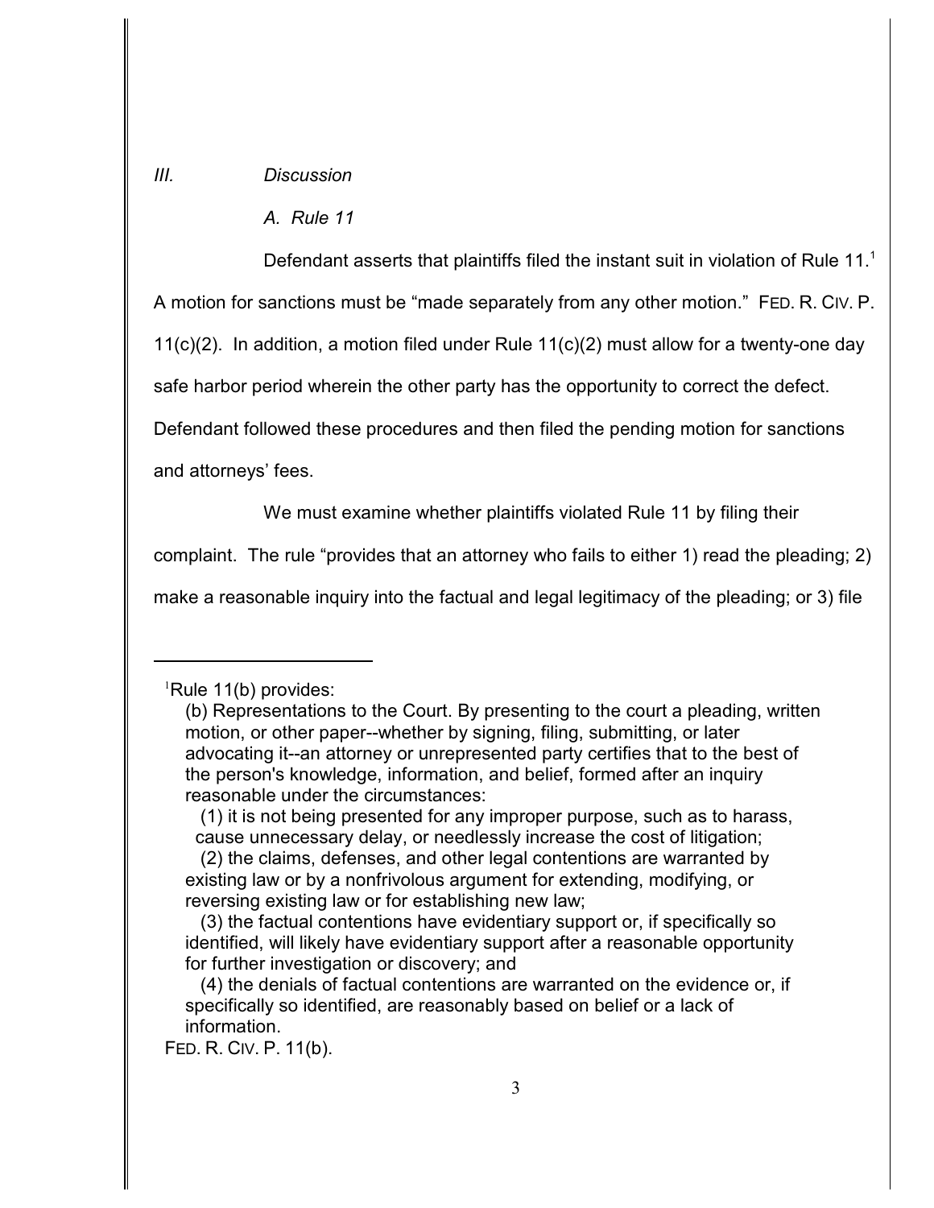*III. Discussion*

*A. Rule 11*

Defendant asserts that plaintiffs filed the instant suit in violation of Rule 11.[1] A motion for sanctions must be "made separately from any other motion." FED. R. CIV. P. 11(c)(2). In addition, a motion filed under Rule 11(c)(2) must allow for a twenty-one day safe harbor period wherein the other party has the opportunity to correct the defect. Defendant followed these procedures and then filed the pending motion for sanctions and attorneys' fees.

We must examine whether plaintiffs violated Rule 11 by filing their complaint. The rule "provides that an attorney who fails to either 1) read the pleading; 2) make a reasonable inquiry into the factual and legal legitimacy of the pleading; or 3) file

---

[1]Rule 11(b) provides:

> (b) Representations to the Court. By presenting to the court a pleading, written motion, or other paper--whether by signing, filing, submitting, or later advocating it--an attorney or unrepresented party certifies that to the best of the person's knowledge, information, and belief, formed after an inquiry reasonable under the circumstances:
>
> (1) it is not being presented for any improper purpose, such as to harass, cause unnecessary delay, or needlessly increase the cost of litigation;
>
> (2) the claims, defenses, and other legal contentions are warranted by existing law or by a nonfrivolous argument for extending, modifying, or reversing existing law or for establishing new law;
>
> (3) the factual contentions have evidentiary support or, if specifically so identified, will likely have evidentiary support after a reasonable opportunity for further investigation or discovery; and
>
> (4) the denials of factual contentions are warranted on the evidence or, if specifically so identified, are reasonably based on belief or a lack of information.

FED. R. CIV. P. 11(b).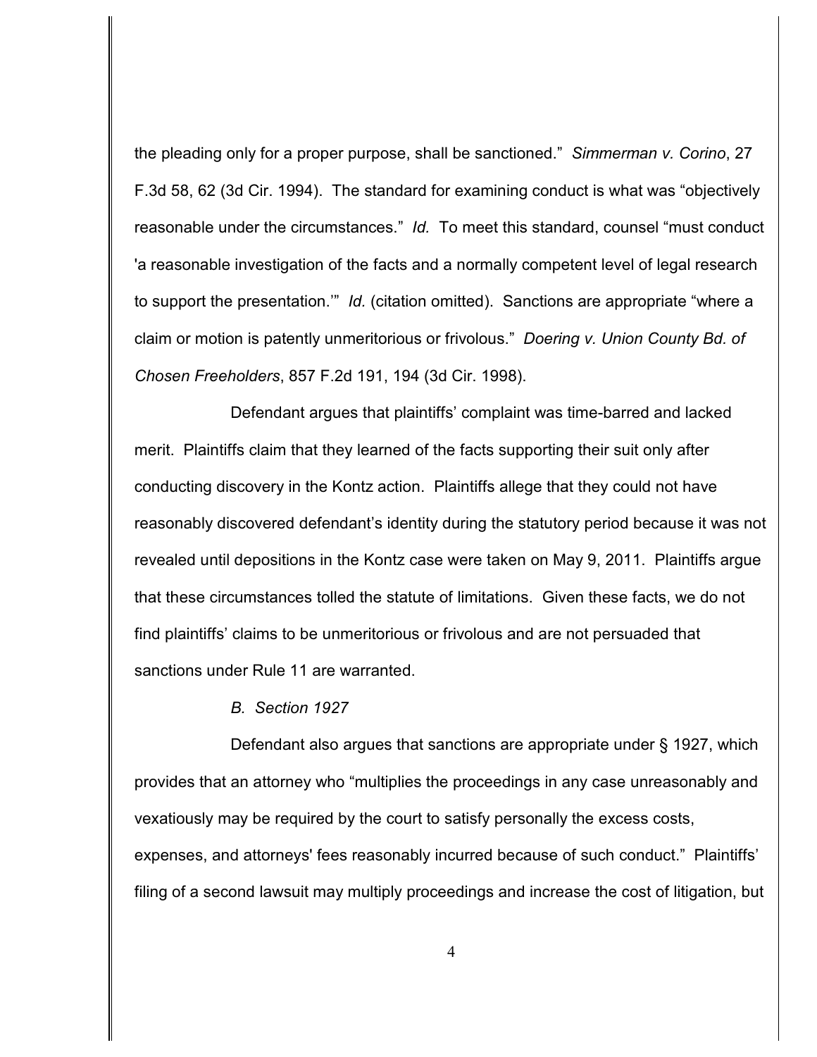the pleading only for a proper purpose, shall be sanctioned." *Simmerman v. Corino*, 27 F.3d 58, 62 (3d Cir. 1994). The standard for examining conduct is what was "objectively reasonable under the circumstances." *Id.* To meet this standard, counsel "must conduct 'a reasonable investigation of the facts and a normally competent level of legal research to support the presentation.'" *Id.* (citation omitted). Sanctions are appropriate "where a claim or motion is patently unmeritorious or frivolous." *Doering v. Union County Bd. of Chosen Freeholders*, 857 F.2d 191, 194 (3d Cir. 1998).

Defendant argues that plaintiffs' complaint was time-barred and lacked merit. Plaintiffs claim that they learned of the facts supporting their suit only after conducting discovery in the Kontz action. Plaintiffs allege that they could not have reasonably discovered defendant's identity during the statutory period because it was not revealed until depositions in the Kontz case were taken on May 9, 2011. Plaintiffs argue that these circumstances tolled the statute of limitations. Given these facts, we do not find plaintiffs' claims to be unmeritorious or frivolous and are not persuaded that sanctions under Rule 11 are warranted.

*B. Section 1927*

Defendant also argues that sanctions are appropriate under § 1927, which provides that an attorney who "multiplies the proceedings in any case unreasonably and vexatiously may be required by the court to satisfy personally the excess costs, expenses, and attorneys' fees reasonably incurred because of such conduct." Plaintiffs' filing of a second lawsuit may multiply proceedings and increase the cost of litigation, but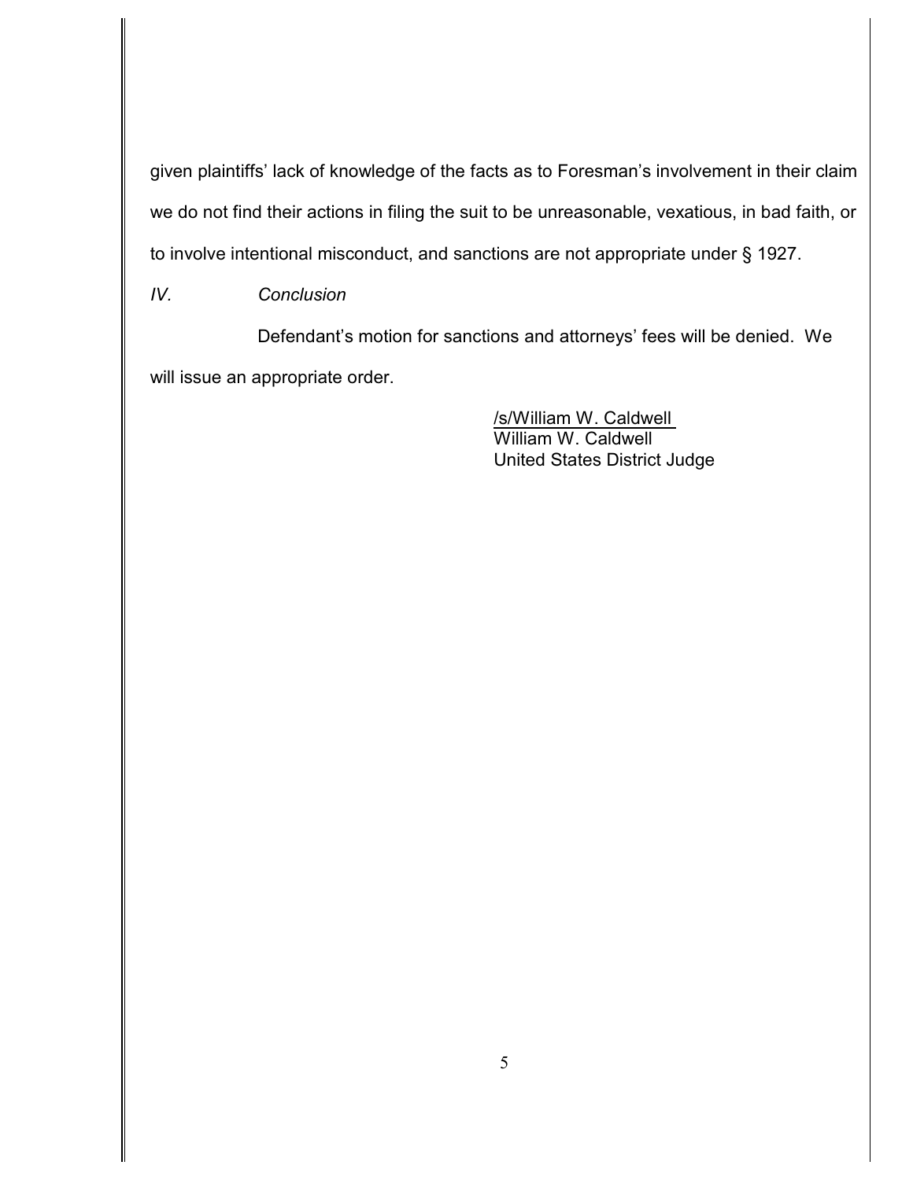given plaintiffs' lack of knowledge of the facts as to Foresman's involvement in their claim we do not find their actions in filing the suit to be unreasonable, vexatious, in bad faith, or to involve intentional misconduct, and sanctions are not appropriate under § 1927.

*IV. Conclusion*

Defendant's motion for sanctions and attorneys' fees will be denied. We will issue an appropriate order.

/s/William W. Caldwell
William W. Caldwell
United States District Judge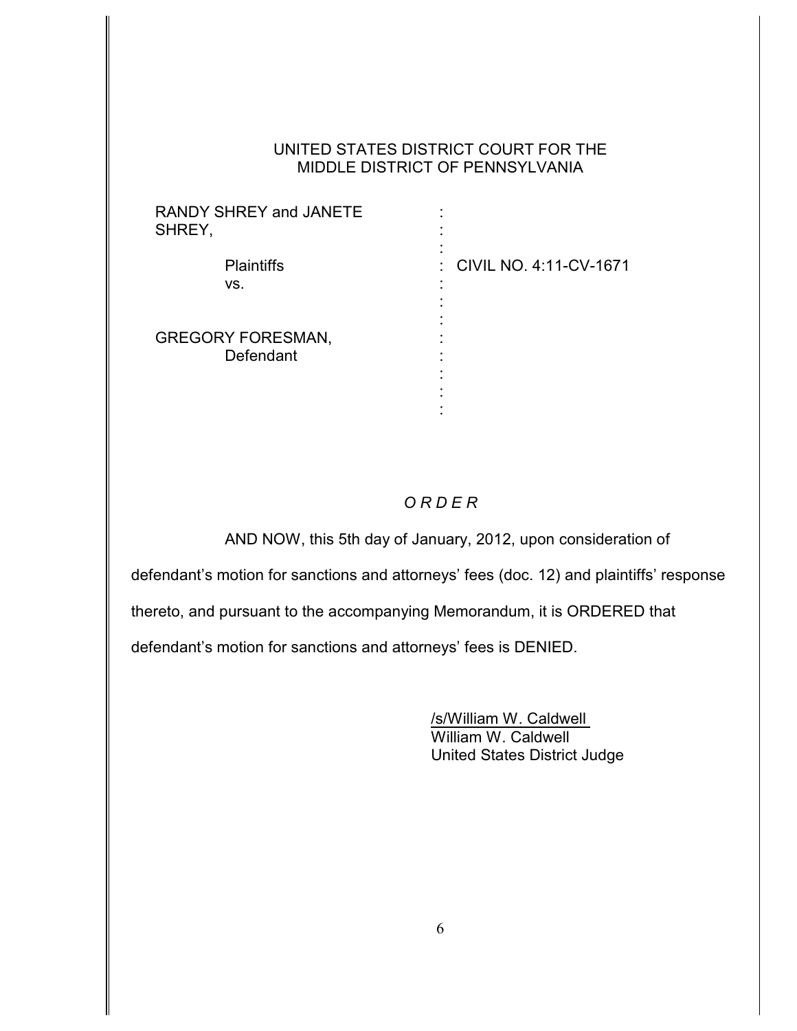UNITED STATES DISTRICT COURT FOR THE
MIDDLE DISTRICT OF PENNSYLVANIA

| | |
|---|---|
| RANDY SHREY and JANETE SHREY, | |
| Plaintiffs | CIVIL NO. 4:11-CV-1671 |
| vs. | |
| GREGORY FORESMAN, | |
| Defendant | |

*O R D E R*

AND NOW, this 5th day of January, 2012, upon consideration of defendant's motion for sanctions and attorneys' fees (doc. 12) and plaintiffs' response thereto, and pursuant to the accompanying Memorandum, it is ORDERED that defendant's motion for sanctions and attorneys' fees is DENIED.

/s/William W. Caldwell
William W. Caldwell
United States District Judge